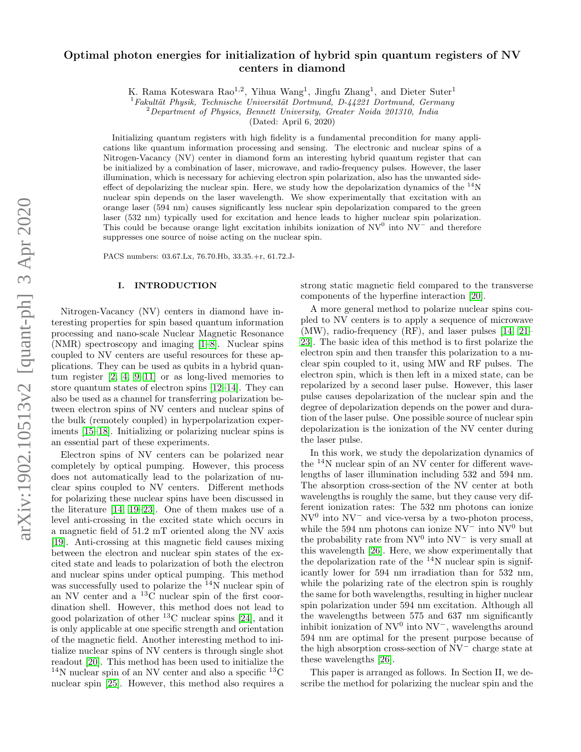# Optimal photon energies for initialization of hybrid spin quantum registers of NV centers in diamond

K. Rama Koteswara Rao[1,2], Yihua Wang[1], Jingfu Zhang[1], and Dieter Suter[1]

[1] *Fakultät Physik, Technische Universität Dortmund, D-44221 Dortmund, Germany*
[2] *Department of Physics, Bennett University, Greater Noida 201310, India*

(Dated: April 6, 2020)

Initializing quantum registers with high fidelity is a fundamental precondition for many applications like quantum information processing and sensing. The electronic and nuclear spins of a Nitrogen-Vacancy (NV) center in diamond form an interesting hybrid quantum register that can be initialized by a combination of laser, microwave, and radio-frequency pulses. However, the laser illumination, which is necessary for achieving electron spin polarization, also has the unwanted side-effect of depolarizing the nuclear spin. Here, we study how the depolarization dynamics of the $^{14}$N nuclear spin depends on the laser wavelength. We show experimentally that excitation with an orange laser (594 nm) causes significantly less nuclear spin depolarization compared to the green laser (532 nm) typically used for excitation and hence leads to higher nuclear spin polarization. This could be because orange light excitation inhibits ionization of NV$^0$ into NV$^-$ and therefore suppresses one source of noise acting on the nuclear spin.

PACS numbers: 03.67.Lx, 76.70.Hb, 33.35.+r, 61.72.J-

## I. INTRODUCTION

Nitrogen-Vacancy (NV) centers in diamond have interesting properties for spin based quantum information processing and nano-scale Nuclear Magnetic Resonance (NMR) spectroscopy and imaging [1–8]. Nuclear spins coupled to NV centers are useful resources for these applications. They can be used as qubits in a hybrid quantum register [2, 4, 9–11] or as long-lived memories to store quantum states of electron spins [12–14]. They can also be used as a channel for transferring polarization between electron spins of NV centers and nuclear spins of the bulk (remotely coupled) in hyperpolarization experiments [15–18]. Initializing or polarizing nuclear spins is an essential part of these experiments.

Electron spins of NV centers can be polarized near completely by optical pumping. However, this process does not automatically lead to the polarization of nuclear spins coupled to NV centers. Different methods for polarizing these nuclear spins have been discussed in the literature [14, 19–23]. One of them makes use of a level anti-crossing in the excited state which occurs in a magnetic field of 51.2 mT oriented along the NV axis [19]. Anti-crossing at this magnetic field causes mixing between the electron and nuclear spin states of the excited state and leads to polarization of both the electron and nuclear spins under optical pumping. This method was successfully used to polarize the $^{14}$N nuclear spin of an NV center and a $^{13}$C nuclear spin of the first coordination shell. However, this method does not lead to good polarization of other $^{13}$C nuclear spins [24], and it is only applicable at one specific strength and orientation of the magnetic field. Another interesting method to initialize nuclear spins of NV centers is through single shot readout [20]. This method has been used to initialize the $^{14}$N nuclear spin of an NV center and also a specific $^{13}$C nuclear spin [25]. However, this method also requires a strong static magnetic field compared to the transverse components of the hyperfine interaction [20].

A more general method to polarize nuclear spins coupled to NV centers is to apply a sequence of microwave (MW), radio-frequency (RF), and laser pulses [14, 21–23]. The basic idea of this method is to first polarize the electron spin and then transfer this polarization to a nuclear spin coupled to it, using MW and RF pulses. The electron spin, which is then left in a mixed state, can be repolarized by a second laser pulse. However, this laser pulse causes depolarization of the nuclear spin and the degree of depolarization depends on the power and duration of the laser pulse. One possible source of nuclear spin depolarization is the ionization of the NV center during the laser pulse.

In this work, we study the depolarization dynamics of the $^{14}$N nuclear spin of an NV center for different wavelengths of laser illumination including 532 and 594 nm. The absorption cross-section of the NV center at both wavelengths is roughly the same, but they cause very different ionization rates: The 532 nm photons can ionize NV$^0$ into NV$^-$ and vice-versa by a two-photon process, while the 594 nm photons can ionize NV$^-$ into NV$^0$ but the probability rate from NV$^0$ into NV$^-$ is very small at this wavelength [26]. Here, we show experimentally that the depolarization rate of the $^{14}$N nuclear spin is significantly lower for 594 nm irradiation than for 532 nm, while the polarizing rate of the electron spin is roughly the same for both wavelengths, resulting in higher nuclear spin polarization under 594 nm excitation. Although all the wavelengths between 575 and 637 nm significantly inhibit ionization of NV$^0$ into NV$^-$, wavelengths around 594 nm are optimal for the present purpose because of the high absorption cross-section of NV$^-$ charge state at these wavelengths [26].

This paper is arranged as follows. In Section II, we describe the method for polarizing the nuclear spin and the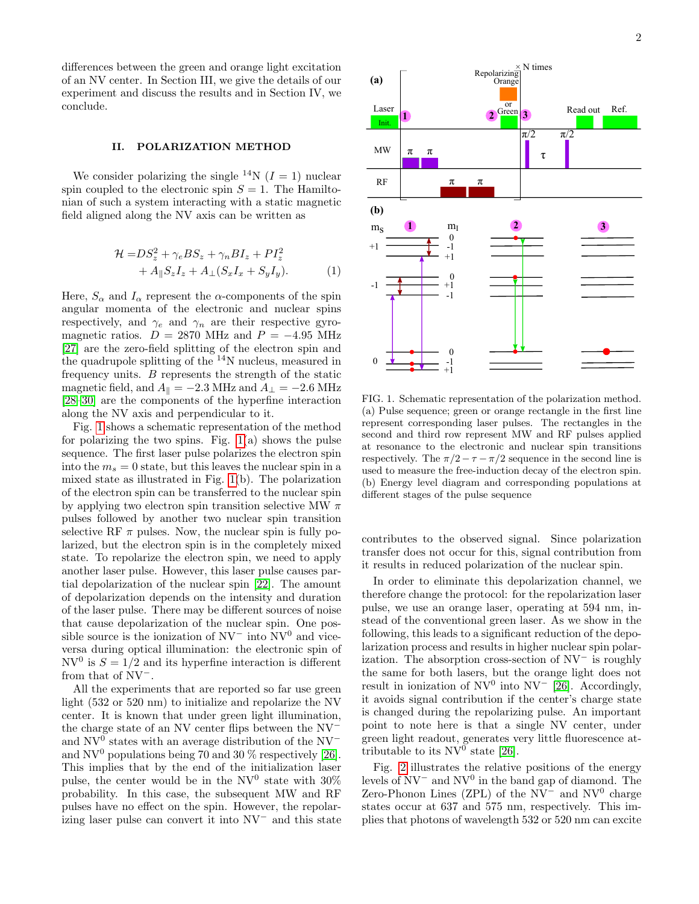differences between the green and orange light excitation of an NV center. In Section III, we give the details of our experiment and discuss the results and in Section IV, we conclude.

## II. POLARIZATION METHOD

We consider polarizing the single $^{14}$N ($I = 1$) nuclear spin coupled to the electronic spin $S = 1$. The Hamiltonian of such a system interacting with a static magnetic field aligned along the NV axis can be written as

$$\mathcal{H} = DS_z^2 + \gamma_e BS_z + \gamma_n BI_z + PI_z^2 + A_\parallel S_z I_z + A_\perp (S_x I_x + S_y I_y). \quad (1)$$

Here, $S_\alpha$ and $I_\alpha$ represent the $\alpha$-components of the spin angular momenta of the electronic and nuclear spins respectively, and $\gamma_e$ and $\gamma_n$ are their respective gyromagnetic ratios. $D = 2870$ MHz and $P = -4.95$ MHz [27] are the zero-field splitting of the electron spin and the quadrupole splitting of the $^{14}$N nucleus, measured in frequency units. $B$ represents the strength of the static magnetic field, and $A_\parallel = -2.3$ MHz and $A_\perp = -2.6$ MHz [28–30] are the components of the hyperfine interaction along the NV axis and perpendicular to it.

Fig. 1 shows a schematic representation of the method for polarizing the two spins. Fig. 1(a) shows the pulse sequence. The first laser pulse polarizes the electron spin into the $m_s = 0$ state, but this leaves the nuclear spin in a mixed state as illustrated in Fig. 1(b). The polarization of the electron spin can be transferred to the nuclear spin by applying two electron spin transition selective MW $\pi$ pulses followed by another two nuclear spin transition selective RF $\pi$ pulses. Now, the nuclear spin is fully polarized, but the electron spin is in the completely mixed state. To repolarize the electron spin, we need to apply another laser pulse. However, this laser pulse causes partial depolarization of the nuclear spin [22]. The amount of depolarization depends on the intensity and duration of the laser pulse. There may be different sources of noise that cause depolarization of the nuclear spin. One possible source is the ionization of NV$^-$ into NV$^0$ and vice-versa during optical illumination: the electronic spin of NV$^0$ is $S = 1/2$ and its hyperfine interaction is different from that of NV$^-$.

All the experiments that are reported so far use green light (532 or 520 nm) to initialize and repolarize the NV center. It is known that under green light illumination, the charge state of an NV center flips between the NV$^-$ and NV$^0$ states with an average distribution of the NV$^-$ and NV$^0$ populations being 70 and 30 % respectively [26]. This implies that by the end of the initialization laser pulse, the center would be in the NV$^0$ state with 30% probability. In this case, the subsequent MW and RF pulses have no effect on the spin. However, the repolarizing laser pulse can convert it into NV$^-$ and this state contributes to the observed signal. Since polarization transfer does not occur for this, signal contribution from it results in reduced polarization of the nuclear spin.

FIG. 1. Schematic representation of the polarization method. (a) Pulse sequence; green or orange rectangle in the first line represent corresponding laser pulses. The rectangles in the second and third row represent MW and RF pulses applied at resonance to the electronic and nuclear spin transitions respectively. The $\pi/2 - \tau - \pi/2$ sequence in the second line is used to measure the free-induction decay of the electron spin. (b) Energy level diagram and corresponding populations at different stages of the pulse sequence

In order to eliminate this depolarization channel, we therefore change the protocol: for the repolarization laser pulse, we use an orange laser, operating at 594 nm, instead of the conventional green laser. As we show in the following, this leads to a significant reduction of the depolarization process and results in higher nuclear spin polarization. The absorption cross-section of NV$^-$ is roughly the same for both lasers, but the orange light does not result in ionization of NV$^0$ into NV$^-$ [26]. Accordingly, it avoids signal contribution if the center's charge state is changed during the repolarizing pulse. An important point to note here is that a single NV center, under green light readout, generates very little fluorescence attributable to its NV$^0$ state [26].

Fig. 2 illustrates the relative positions of the energy levels of NV$^-$ and NV$^0$ in the band gap of diamond. The Zero-Phonon Lines (ZPL) of the NV$^-$ and NV$^0$ charge states occur at 637 and 575 nm, respectively. This implies that photons of wavelength 532 or 520 nm can excite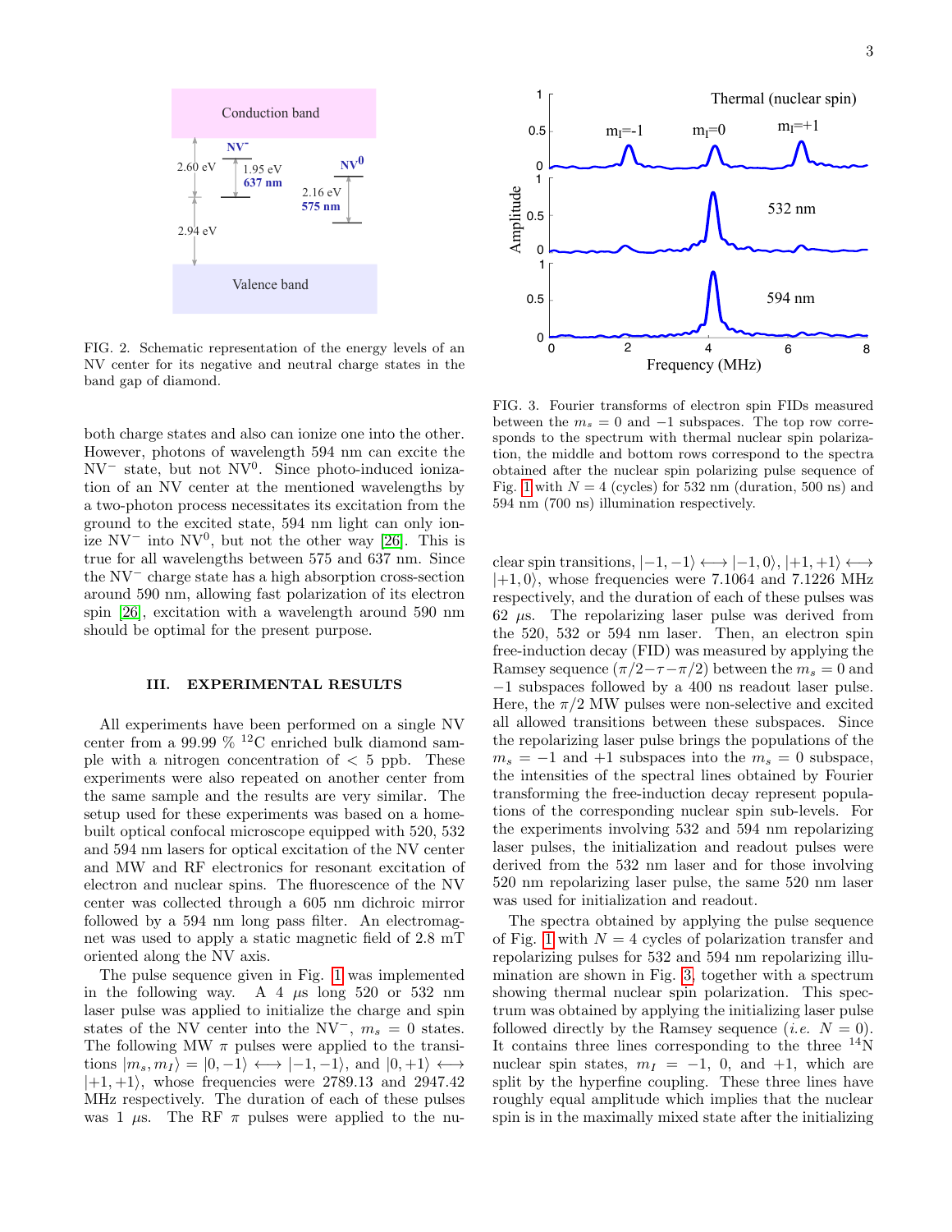FIG. 2. Schematic representation of the energy levels of an NV center for its negative and neutral charge states in the band gap of diamond.

both charge states and also can ionize one into the other. However, photons of wavelength 594 nm can excite the $NV^-$ state, but not $NV^0$. Since photo-induced ionization of an NV center at the mentioned wavelengths by a two-photon process necessitates its excitation from the ground to the excited state, 594 nm light can only ionize $NV^-$ into $NV^0$, but not the other way [26]. This is true for all wavelengths between 575 and 637 nm. Since the $NV^-$ charge state has a high absorption cross-section around 590 nm, allowing fast polarization of its electron spin [26], excitation with a wavelength around 590 nm should be optimal for the present purpose.

## III. EXPERIMENTAL RESULTS

All experiments have been performed on a single NV center from a 99.99 % $^{12}$C enriched bulk diamond sample with a nitrogen concentration of < 5 ppb. These experiments were also repeated on another center from the same sample and the results are very similar. The setup used for these experiments was based on a home-built optical confocal microscope equipped with 520, 532 and 594 nm lasers for optical excitation of the NV center and MW and RF electronics for resonant excitation of electron and nuclear spins. The fluorescence of the NV center was collected through a 605 nm dichroic mirror followed by a 594 nm long pass filter. An electromagnet was used to apply a static magnetic field of 2.8 mT oriented along the NV axis.

The pulse sequence given in Fig. 1 was implemented in the following way. A 4 $\mu$s long 520 or 532 nm laser pulse was applied to initialize the charge and spin states of the NV center into the $NV^-$, $m_s = 0$ states. The following MW $\pi$ pulses were applied to the transitions $|m_s, m_I\rangle = |0, -1\rangle \longleftrightarrow |-1, -1\rangle$, and $|0, +1\rangle \longleftrightarrow |+1, +1\rangle$, whose frequencies were 2789.13 and 2947.42 MHz respectively. The duration of each of these pulses was 1 $\mu$s. The RF $\pi$ pulses were applied to the nuclear spin transitions, $|-1, -1\rangle \longleftrightarrow |-1, 0\rangle$, $|+1, +1\rangle \longleftrightarrow |+1, 0\rangle$, whose frequencies were 7.1064 and 7.1226 MHz respectively, and the duration of each of these pulses was 62 $\mu$s. The repolarizing laser pulse was derived from the 520, 532 or 594 nm laser. Then, an electron spin free-induction decay (FID) was measured by applying the Ramsey sequence ($\pi/2 - \tau - \pi/2$) between the $m_s = 0$ and $-1$ subspaces followed by a 400 ns readout laser pulse. Here, the $\pi/2$ MW pulses were non-selective and excited all allowed transitions between these subspaces. Since the repolarizing laser pulse brings the populations of the $m_s = -1$ and $+1$ subspaces into the $m_s = 0$ subspace, the intensities of the spectral lines obtained by Fourier transforming the free-induction decay represent populations of the corresponding nuclear spin sub-levels. For the experiments involving 532 and 594 nm repolarizing laser pulses, the initialization and readout pulses were derived from the 532 nm laser and for those involving 520 nm repolarizing laser pulse, the same 520 nm laser was used for initialization and readout.

FIG. 3. Fourier transforms of electron spin FIDs measured between the $m_s = 0$ and $-1$ subspaces. The top row corresponds to the spectrum with thermal nuclear spin polarization, the middle and bottom rows correspond to the spectra obtained after the nuclear spin polarizing pulse sequence of Fig. 1 with $N = 4$ (cycles) for 532 nm (duration, 500 ns) and 594 nm (700 ns) illumination respectively.

The spectra obtained by applying the pulse sequence of Fig. 1 with $N = 4$ cycles of polarization transfer and repolarizing pulses for 532 and 594 nm repolarizing illumination are shown in Fig. 3, together with a spectrum showing thermal nuclear spin polarization. This spectrum was obtained by applying the initializing laser pulse followed directly by the Ramsey sequence (*i.e.* $N = 0$). It contains three lines corresponding to the three $^{14}$N nuclear spin states, $m_I = -1$, 0, and +1, which are split by the hyperfine coupling. These three lines have roughly equal amplitude which implies that the nuclear spin is in the maximally mixed state after the initializing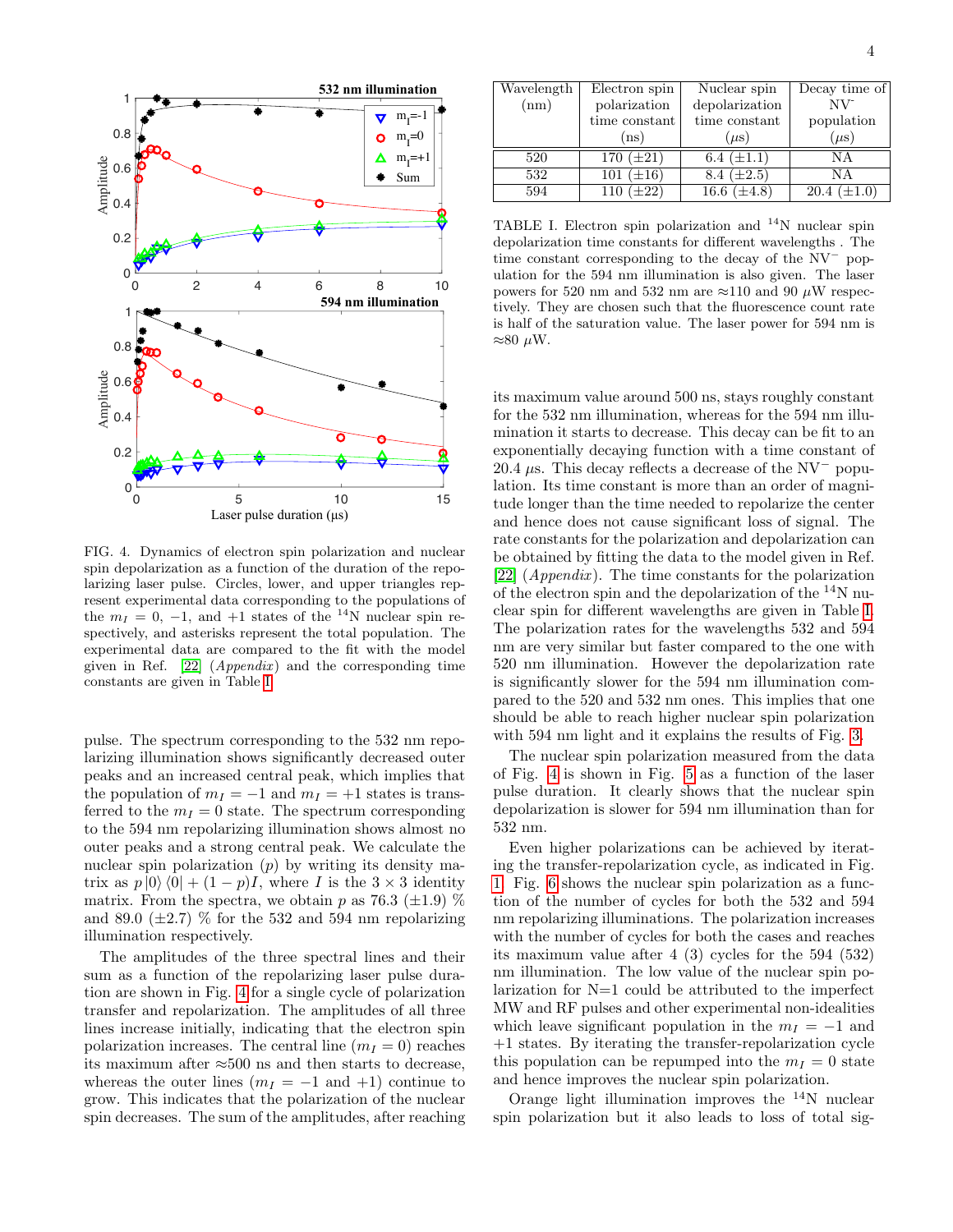FIG. 4. Dynamics of electron spin polarization and nuclear spin depolarization as a function of the duration of the repolarizing laser pulse. Circles, lower, and upper triangles represent experimental data corresponding to the populations of the $m_I = 0$, $-1$, and $+1$ states of the $^{14}$N nuclear spin respectively, and asterisks represent the total population. The experimental data are compared to the fit with the model given in Ref. [22] (*Appendix*) and the corresponding time constants are given in Table I.

pulse. The spectrum corresponding to the 532 nm repolarizing illumination shows significantly decreased outer peaks and an increased central peak, which implies that the population of $m_I = -1$ and $m_I = +1$ states is transferred to the $m_I = 0$ state. The spectrum corresponding to the 594 nm repolarizing illumination shows almost no outer peaks and a strong central peak. We calculate the nuclear spin polarization ($p$) by writing its density matrix as $p\,|0\rangle\langle 0| + (1-p)I$, where $I$ is the $3 \times 3$ identity matrix. From the spectra, we obtain $p$ as 76.3 ($\pm$1.9) % and 89.0 ($\pm$2.7) % for the 532 and 594 nm repolarizing illumination respectively.

The amplitudes of the three spectral lines and their sum as a function of the repolarizing laser pulse duration are shown in Fig. 4 for a single cycle of polarization transfer and repolarization. The amplitudes of all three lines increase initially, indicating that the electron spin polarization increases. The central line ($m_I = 0$) reaches its maximum after $\approx$500 ns and then starts to decrease, whereas the outer lines ($m_I = -1$ and $+1$) continue to grow. This indicates that the polarization of the nuclear spin decreases. The sum of the amplitudes, after reaching its maximum value around 500 ns, stays roughly constant for the 532 nm illumination, whereas for the 594 nm illumination it starts to decrease. This decay can be fit to an exponentially decaying function with a time constant of 20.4 $\mu$s. This decay reflects a decrease of the NV$^-$ population. Its time constant is more than an order of magnitude longer than the time needed to repolarize the center and hence does not cause significant loss of signal. The rate constants for the polarization and depolarization can be obtained by fitting the data to the model given in Ref. [22] (*Appendix*). The time constants for the polarization of the electron spin and the depolarization of the $^{14}$N nuclear spin for different wavelengths are given in Table I. The polarization rates for the wavelengths 532 and 594 nm are very similar but faster compared to the one with 520 nm illumination. However the depolarization rate is significantly slower for the 594 nm illumination compared to the 520 and 532 nm ones. This implies that one should be able to reach higher nuclear spin polarization with 594 nm light and it explains the results of Fig. 3.

| Wavelength (nm) | Electron spin polarization time constant (ns) | Nuclear spin depolarization time constant ($\mu$s) | Decay time of NV$^-$ population ($\mu$s) |
|---|---|---|---|
| 520 | 170 ($\pm$21) | 6.4 ($\pm$1.1) | NA |
| 532 | 101 ($\pm$16) | 8.4 ($\pm$2.5) | NA |
| 594 | 110 ($\pm$22) | 16.6 ($\pm$4.8) | 20.4 ($\pm$1.0) |

TABLE I. Electron spin polarization and $^{14}$N nuclear spin depolarization time constants for different wavelengths . The time constant corresponding to the decay of the NV$^-$ population for the 594 nm illumination is also given. The laser powers for 520 nm and 532 nm are $\approx$110 and 90 $\mu$W respectively. They are chosen such that the fluorescence count rate is half of the saturation value. The laser power for 594 nm is $\approx$80 $\mu$W.

The nuclear spin polarization measured from the data of Fig. 4 is shown in Fig. 5 as a function of the laser pulse duration. It clearly shows that the nuclear spin depolarization is slower for 594 nm illumination than for 532 nm.

Even higher polarizations can be achieved by iterating the transfer-repolarization cycle, as indicated in Fig. 1. Fig. 6 shows the nuclear spin polarization as a function of the number of cycles for both the 532 and 594 nm repolarizing illuminations. The polarization increases with the number of cycles for both the cases and reaches its maximum value after 4 (3) cycles for the 594 (532) nm illumination. The low value of the nuclear spin polarization for N=1 could be attributed to the imperfect MW and RF pulses and other experimental non-idealities which leave significant population in the $m_I = -1$ and $+1$ states. By iterating the transfer-repolarization cycle this population can be repumped into the $m_I = 0$ state and hence improves the nuclear spin polarization.

Orange light illumination improves the $^{14}$N nuclear spin polarization but it also leads to loss of total sig-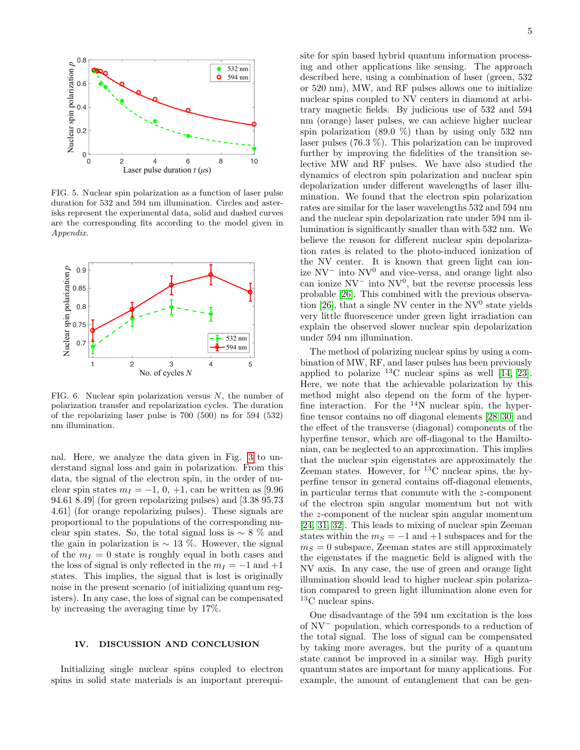FIG. 5. Nuclear spin polarization as a function of laser pulse duration for 532 and 594 nm illumination. Circles and asterisks represent the experimental data, solid and dashed curves are the corresponding fits according to the model given in *Appendix*.

FIG. 6. Nuclear spin polarization versus $N$, the number of polarization transfer and repolarization cycles. The duration of the repolarizing laser pulse is 700 (500) ns for 594 (532) nm illumination.

nal. Here, we analyze the data given in Fig. 3 to understand signal loss and gain in polarization. From this data, the signal of the electron spin, in the order of nuclear spin states $m_I = -1, 0, +1$, can be written as [9.96 94.61 8.49] (for green repolarizing pulses) and [3.38 95.73 4.61] (for orange repolarizing pulses). These signals are proportional to the populations of the corresponding nuclear spin states. So, the total signal loss is $\sim$ 8 % and the gain in polarization is $\sim$ 13 %. However, the signal of the $m_I = 0$ state is roughly equal in both cases and the loss of signal is only reflected in the $m_I = -1$ and $+1$ states. This implies, the signal that is lost is originally noise in the present scenario (of initializing quantum registers). In any case, the loss of signal can be compensated by increasing the averaging time by 17%.

## IV. DISCUSSION AND CONCLUSION

Initializing single nuclear spins coupled to electron spins in solid state materials is an important prerequisite for spin based hybrid quantum information processing and other applications like sensing. The approach described here, using a combination of laser (green, 532 or 520 nm), MW, and RF pulses allows one to initialize nuclear spins coupled to NV centers in diamond at arbitrary magnetic fields. By judicious use of 532 and 594 nm (orange) laser pulses, we can achieve higher nuclear spin polarization (89.0 %) than by using only 532 nm laser pulses (76.3 %). This polarization can be improved further by improving the fidelities of the transition selective MW and RF pulses. We have also studied the dynamics of electron spin polarization and nuclear spin depolarization under different wavelengths of laser illumination. We found that the electron spin polarization rates are similar for the laser wavelengths 532 and 594 nm and the nuclear spin depolarization rate under 594 nm illumination is significantly smaller than with 532 nm. We believe the reason for different nuclear spin depolarization rates is related to the photo-induced ionization of the NV center. It is known that green light can ionize $NV^-$ into $NV^0$ and vice-versa, and orange light also can ionize $NV^-$ into $NV^0$, but the reverse process is less probable [26]. This combined with the previous observation [26], that a single NV center in the $NV^0$ state yields very little fluorescence under green light irradiation can explain the observed slower nuclear spin depolarization under 594 nm illumination.

The method of polarizing nuclear spins by using a combination of MW, RF, and laser pulses has been previously applied to polarize $^{13}$C nuclear spins as well [14, 23]. Here, we note that the achievable polarization by this method might also depend on the form of the hyperfine interaction. For the $^{14}$N nuclear spin, the hyperfine tensor contains no off diagonal elements [28–30] and the effect of the transverse (diagonal) components of the hyperfine tensor, which are off-diagonal to the Hamiltonian, can be neglected to an approximation. This implies that the nuclear spin eigenstates are approximately the Zeeman states. However, for $^{13}$C nuclear spins, the hyperfine tensor in general contains off-diagonal elements, in particular terms that commute with the $z$-component of the electron spin angular momentum but not with the $z$-component of the nuclear spin angular momentum [24, 31, 32]. This leads to mixing of nuclear spin Zeeman states within the $m_S = -1$ and $+1$ subspaces and for the $m_S = 0$ subspace, Zeeman states are still approximately the eigenstates if the magnetic field is aligned with the NV axis. In any case, the use of green and orange light illumination should lead to higher nuclear spin polarization compared to green light illumination alone even for $^{13}$C nuclear spins.

One disadvantage of the 594 nm excitation is the loss of $NV^-$ population, which corresponds to a reduction of the total signal. The loss of signal can be compensated by taking more averages, but the purity of a quantum state cannot be improved in a similar way. High purity quantum states are important for many applications. For example, the amount of entanglement that can be gen-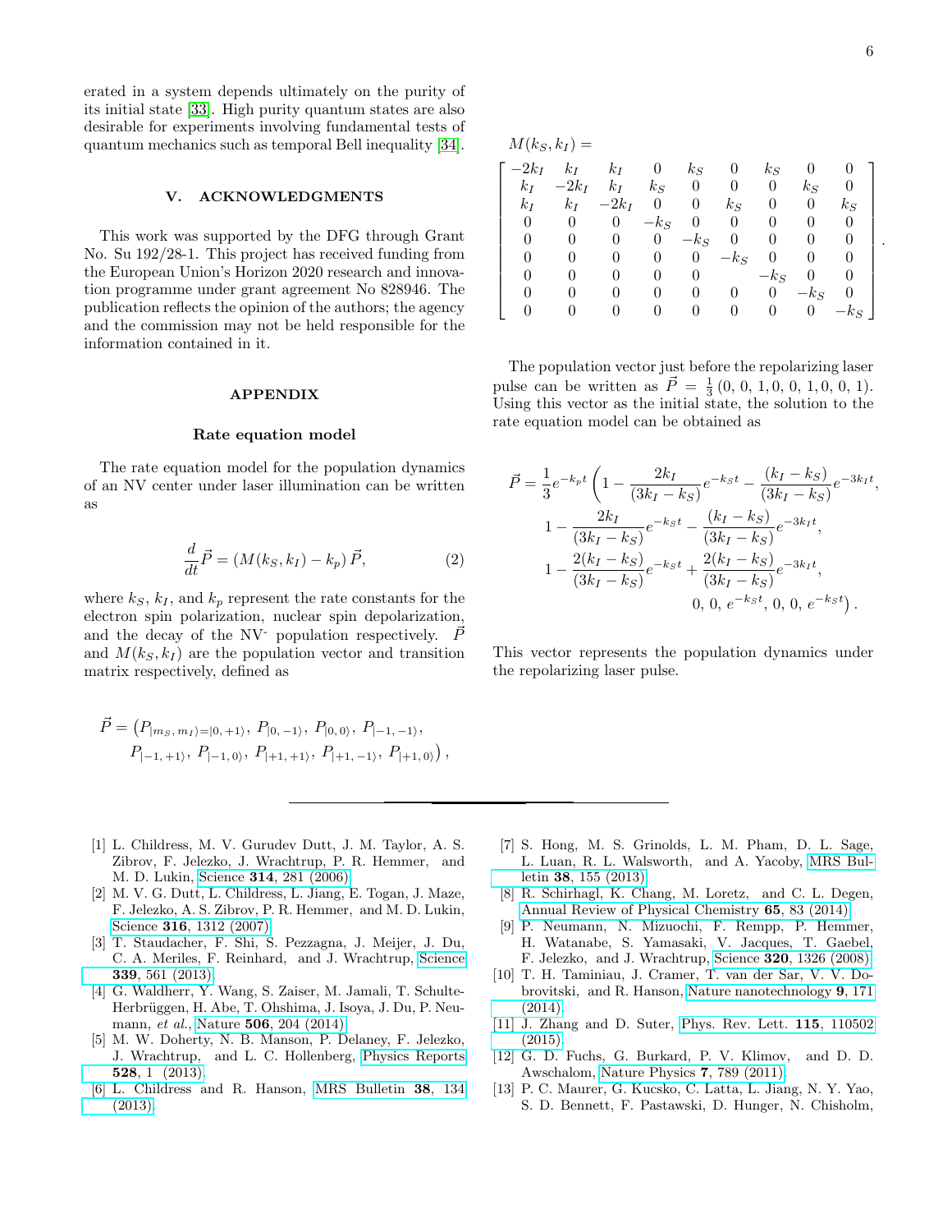erated in a system depends ultimately on the purity of its initial state [33]. High purity quantum states are also desirable for experiments involving fundamental tests of quantum mechanics such as temporal Bell inequality [34].

## V. ACKNOWLEDGMENTS

This work was supported by the DFG through Grant No. Su 192/28-1. This project has received funding from the European Union's Horizon 2020 research and innovation programme under grant agreement No 828946. The publication reflects the opinion of the authors; the agency and the commission may not be held responsible for the information contained in it.

## APPENDIX

### Rate equation model

The rate equation model for the population dynamics of an NV center under laser illumination can be written as

$$\frac{d}{dt}\vec{P} = \left(M(k_S, k_I) - k_p\right)\vec{P}, \qquad (2)$$

where $k_S$, $k_I$, and $k_p$ represent the rate constants for the electron spin polarization, nuclear spin depolarization, and the decay of the NV$^-$ population respectively. $\vec{P}$ and $M(k_S, k_I)$ are the population vector and transition matrix respectively, defined as

$$\vec{P} = \big(P_{|m_S,\, m_I\rangle=|0,\,+1\rangle},\, P_{|0,\,-1\rangle},\, P_{|0,\,0\rangle},\, P_{|-1,\,-1\rangle},\, P_{|-1,\,+1\rangle},\, P_{|-1,\,0\rangle},\, P_{|+1,\,+1\rangle},\, P_{|+1,\,-1\rangle},\, P_{|+1,\,0\rangle}\big),$$

$$M(k_S, k_I) = \begin{bmatrix} -2k_I & k_I & k_I & 0 & k_S & 0 & k_S & 0 & 0 \\ k_I & -2k_I & k_I & k_S & 0 & 0 & 0 & k_S & 0 \\ k_I & k_I & -2k_I & 0 & 0 & k_S & 0 & 0 & k_S \\ 0 & 0 & 0 & -k_S & 0 & 0 & 0 & 0 & 0 \\ 0 & 0 & 0 & 0 & -k_S & 0 & 0 & 0 & 0 \\ 0 & 0 & 0 & 0 & 0 & -k_S & 0 & 0 & 0 \\ 0 & 0 & 0 & 0 & 0 & & -k_S & 0 & 0 \\ 0 & 0 & 0 & 0 & 0 & 0 & 0 & -k_S & 0 \\ 0 & 0 & 0 & 0 & 0 & 0 & 0 & 0 & -k_S \end{bmatrix}.$$

The population vector just before the repolarizing laser pulse can be written as $\vec{P} = \frac{1}{3}(0, 0, 1, 0, 0, 1, 0, 0, 1)$. Using this vector as the initial state, the solution to the rate equation model can be obtained as

$$\begin{aligned}\vec{P} = \frac{1}{3}e^{-k_p t}\bigg(&1 - \frac{2k_I}{(3k_I - k_S)}e^{-k_S t} - \frac{(k_I - k_S)}{(3k_I - k_S)}e^{-3k_I t}, \\ &1 - \frac{2k_I}{(3k_I - k_S)}e^{-k_S t} - \frac{(k_I - k_S)}{(3k_I - k_S)}e^{-3k_I t}, \\ &1 - \frac{2(k_I - k_S)}{(3k_I - k_S)}e^{-k_S t} + \frac{2(k_I - k_S)}{(3k_I - k_S)}e^{-3k_I t}, \\ &0,\, 0,\, e^{-k_S t},\, 0,\, 0,\, e^{-k_S t}\bigg).\end{aligned}$$

This vector represents the population dynamics under the repolarizing laser pulse.

---

[1] L. Childress, M. V. Gurudev Dutt, J. M. Taylor, A. S. Zibrov, F. Jelezko, J. Wrachtrup, P. R. Hemmer, and M. D. Lukin, Science **314**, 281 (2006).

[2] M. V. G. Dutt, L. Childress, L. Jiang, E. Togan, J. Maze, F. Jelezko, A. S. Zibrov, P. R. Hemmer, and M. D. Lukin, Science **316**, 1312 (2007).

[3] T. Staudacher, F. Shi, S. Pezzagna, J. Meijer, J. Du, C. A. Meriles, F. Reinhard, and J. Wrachtrup, Science **339**, 561 (2013).

[4] G. Waldherr, Y. Wang, S. Zaiser, M. Jamali, T. Schulte-Herbrüggen, H. Abe, T. Ohshima, J. Isoya, J. Du, P. Neumann, *et al.*, Nature **506**, 204 (2014).

[5] M. W. Doherty, N. B. Manson, P. Delaney, F. Jelezko, J. Wrachtrup, and L. C. Hollenberg, Physics Reports **528**, 1 (2013).

[6] L. Childress and R. Hanson, MRS Bulletin **38**, 134 (2013).

[7] S. Hong, M. S. Grinolds, L. M. Pham, D. Le Sage, L. Luan, R. L. Walsworth, and A. Yacoby, MRS Bulletin **38**, 155 (2013).

[8] R. Schirhagl, K. Chang, M. Loretz, and C. L. Degen, Annual Review of Physical Chemistry **65**, 83 (2014).

[9] P. Neumann, N. Mizuochi, F. Rempp, P. Hemmer, H. Watanabe, S. Yamasaki, V. Jacques, T. Gaebel, F. Jelezko, and J. Wrachtrup, Science **320**, 1326 (2008).

[10] T. H. Taminiau, J. Cramer, T. van der Sar, V. V. Dobrovitski, and R. Hanson, Nature nanotechnology **9**, 171 (2014).

[11] J. Zhang and D. Suter, Phys. Rev. Lett. **115**, 110502 (2015).

[12] G. D. Fuchs, G. Burkard, P. V. Klimov, and D. D. Awschalom, Nature Physics **7**, 789 (2011).

[13] P. C. Maurer, G. Kucsko, C. Latta, L. Jiang, N. Y. Yao, S. D. Bennett, F. Pastawski, D. Hunger, N. Chisholm,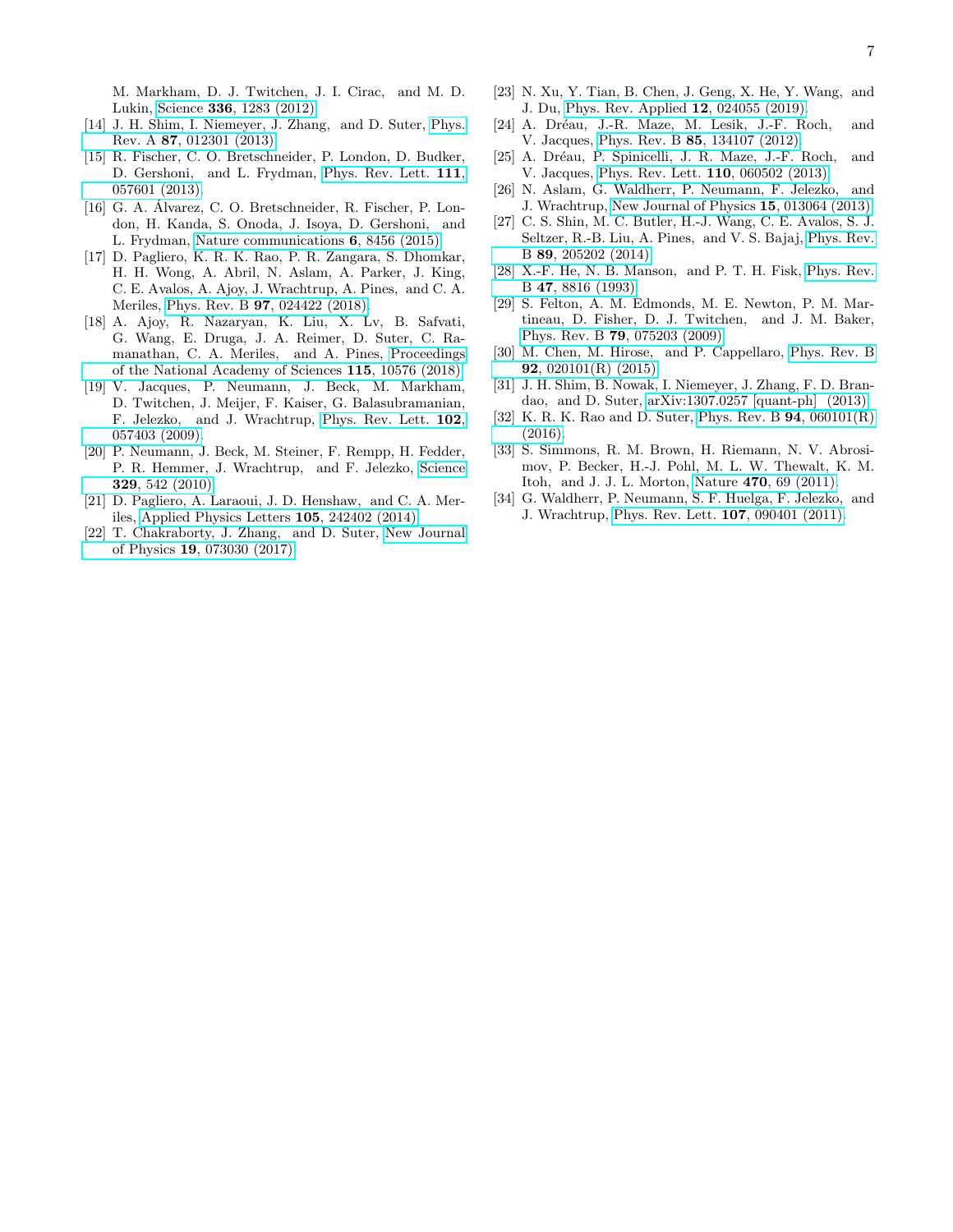M. Markham, D. J. Twitchen, J. I. Cirac, and M. D. Lukin, Science **336**, 1283 (2012).

[14] J. H. Shim, I. Niemeyer, J. Zhang, and D. Suter, Phys. Rev. A **87**, 012301 (2013).

[15] R. Fischer, C. O. Bretschneider, P. London, D. Budker, D. Gershoni, and L. Frydman, Phys. Rev. Lett. **111**, 057601 (2013).

[16] G. A. Álvarez, C. O. Bretschneider, R. Fischer, P. London, H. Kanda, S. Onoda, J. Isoya, D. Gershoni, and L. Frydman, Nature communications **6**, 8456 (2015).

[17] D. Pagliero, K. R. K. Rao, P. R. Zangara, S. Dhomkar, H. H. Wong, A. Abril, N. Aslam, A. Parker, J. King, C. E. Avalos, A. Ajoy, J. Wrachtrup, A. Pines, and C. A. Meriles, Phys. Rev. B **97**, 024422 (2018).

[18] A. Ajoy, R. Nazaryan, K. Liu, X. Lv, B. Safvati, G. Wang, E. Druga, J. A. Reimer, D. Suter, C. Ramanathan, C. A. Meriles, and A. Pines, Proceedings of the National Academy of Sciences **115**, 10576 (2018).

[19] V. Jacques, P. Neumann, J. Beck, M. Markham, D. Twitchen, J. Meijer, F. Kaiser, G. Balasubramanian, F. Jelezko, and J. Wrachtrup, Phys. Rev. Lett. **102**, 057403 (2009).

[20] P. Neumann, J. Beck, M. Steiner, F. Rempp, H. Fedder, P. R. Hemmer, J. Wrachtrup, and F. Jelezko, Science **329**, 542 (2010).

[21] D. Pagliero, A. Laraoui, J. D. Henshaw, and C. A. Meriles, Applied Physics Letters **105**, 242402 (2014).

[22] T. Chakraborty, J. Zhang, and D. Suter, New Journal of Physics **19**, 073030 (2017).

[23] N. Xu, Y. Tian, B. Chen, J. Geng, X. He, Y. Wang, and J. Du, Phys. Rev. Applied **12**, 024055 (2019).

[24] A. Dréau, J.-R. Maze, M. Lesik, J.-F. Roch, and V. Jacques, Phys. Rev. B **85**, 134107 (2012).

[25] A. Dréau, P. Spinicelli, J. R. Maze, J.-F. Roch, and V. Jacques, Phys. Rev. Lett. **110**, 060502 (2013).

[26] N. Aslam, G. Waldherr, P. Neumann, F. Jelezko, and J. Wrachtrup, New Journal of Physics **15**, 013064 (2013).

[27] C. S. Shin, M. C. Butler, H.-J. Wang, C. E. Avalos, S. J. Seltzer, R.-B. Liu, A. Pines, and V. S. Bajaj, Phys. Rev. B **89**, 205202 (2014).

[28] X.-F. He, N. B. Manson, and P. T. H. Fisk, Phys. Rev. B **47**, 8816 (1993).

[29] S. Felton, A. M. Edmonds, M. E. Newton, P. M. Martineau, D. Fisher, D. J. Twitchen, and J. M. Baker, Phys. Rev. B **79**, 075203 (2009).

[30] M. Chen, M. Hirose, and P. Cappellaro, Phys. Rev. B **92**, 020101(R) (2015).

[31] J. H. Shim, B. Nowak, I. Niemeyer, J. Zhang, F. D. Brandao, and D. Suter, arXiv:1307.0257 [quant-ph] (2013).

[32] K. R. K. Rao and D. Suter, Phys. Rev. B **94**, 060101(R) (2016).

[33] S. Simmons, R. M. Brown, H. Riemann, N. V. Abrosimov, P. Becker, H.-J. Pohl, M. L. W. Thewalt, K. M. Itoh, and J. J. L. Morton, Nature **470**, 69 (2011).

[34] G. Waldherr, P. Neumann, S. F. Huelga, F. Jelezko, and J. Wrachtrup, Phys. Rev. Lett. **107**, 090401 (2011).